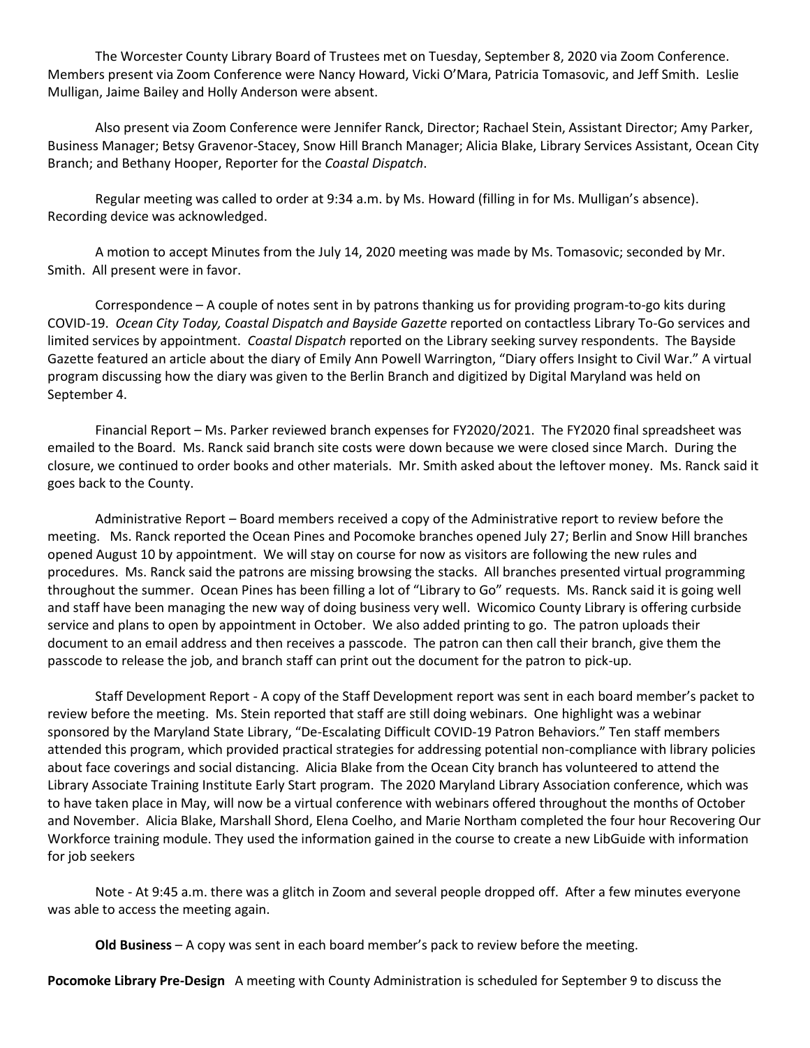The Worcester County Library Board of Trustees met on Tuesday, September 8, 2020 via Zoom Conference. Members present via Zoom Conference were Nancy Howard, Vicki O'Mara, Patricia Tomasovic, and Jeff Smith. Leslie Mulligan, Jaime Bailey and Holly Anderson were absent.

Also present via Zoom Conference were Jennifer Ranck, Director; Rachael Stein, Assistant Director; Amy Parker, Business Manager; Betsy Gravenor-Stacey, Snow Hill Branch Manager; Alicia Blake, Library Services Assistant, Ocean City Branch; and Bethany Hooper, Reporter for the *Coastal Dispatch*.

Regular meeting was called to order at 9:34 a.m. by Ms. Howard (filling in for Ms. Mulligan's absence). Recording device was acknowledged.

A motion to accept Minutes from the July 14, 2020 meeting was made by Ms. Tomasovic; seconded by Mr. Smith. All present were in favor.

Correspondence – A couple of notes sent in by patrons thanking us for providing program-to-go kits during COVID-19. *Ocean City Today, Coastal Dispatch and Bayside Gazette* reported on contactless Library To-Go services and limited services by appointment. *Coastal Dispatch* reported on the Library seeking survey respondents. The Bayside Gazette featured an article about the diary of Emily Ann Powell Warrington, "Diary offers Insight to Civil War." A virtual program discussing how the diary was given to the Berlin Branch and digitized by Digital Maryland was held on September 4.

Financial Report – Ms. Parker reviewed branch expenses for FY2020/2021. The FY2020 final spreadsheet was emailed to the Board. Ms. Ranck said branch site costs were down because we were closed since March. During the closure, we continued to order books and other materials. Mr. Smith asked about the leftover money. Ms. Ranck said it goes back to the County.

Administrative Report – Board members received a copy of the Administrative report to review before the meeting. Ms. Ranck reported the Ocean Pines and Pocomoke branches opened July 27; Berlin and Snow Hill branches opened August 10 by appointment. We will stay on course for now as visitors are following the new rules and procedures. Ms. Ranck said the patrons are missing browsing the stacks. All branches presented virtual programming throughout the summer. Ocean Pines has been filling a lot of "Library to Go" requests. Ms. Ranck said it is going well and staff have been managing the new way of doing business very well. Wicomico County Library is offering curbside service and plans to open by appointment in October. We also added printing to go. The patron uploads their document to an email address and then receives a passcode. The patron can then call their branch, give them the passcode to release the job, and branch staff can print out the document for the patron to pick-up.

Staff Development Report - A copy of the Staff Development report was sent in each board member's packet to review before the meeting. Ms. Stein reported that staff are still doing webinars. One highlight was a webinar sponsored by the Maryland State Library, "De-Escalating Difficult COVID-19 Patron Behaviors." Ten staff members attended this program, which provided practical strategies for addressing potential non-compliance with library policies about face coverings and social distancing. Alicia Blake from the Ocean City branch has volunteered to attend the Library Associate Training Institute Early Start program. The 2020 Maryland Library Association conference, which was to have taken place in May, will now be a virtual conference with webinars offered throughout the months of October and November. Alicia Blake, Marshall Shord, Elena Coelho, and Marie Northam completed the four hour Recovering Our Workforce training module. They used the information gained in the course to create a new LibGuide with information for job seekers

Note - At 9:45 a.m. there was a glitch in Zoom and several people dropped off. After a few minutes everyone was able to access the meeting again.

**Old Business** – A copy was sent in each board member's pack to review before the meeting.

**Pocomoke Library Pre-Design** A meeting with County Administration is scheduled for September 9 to discuss the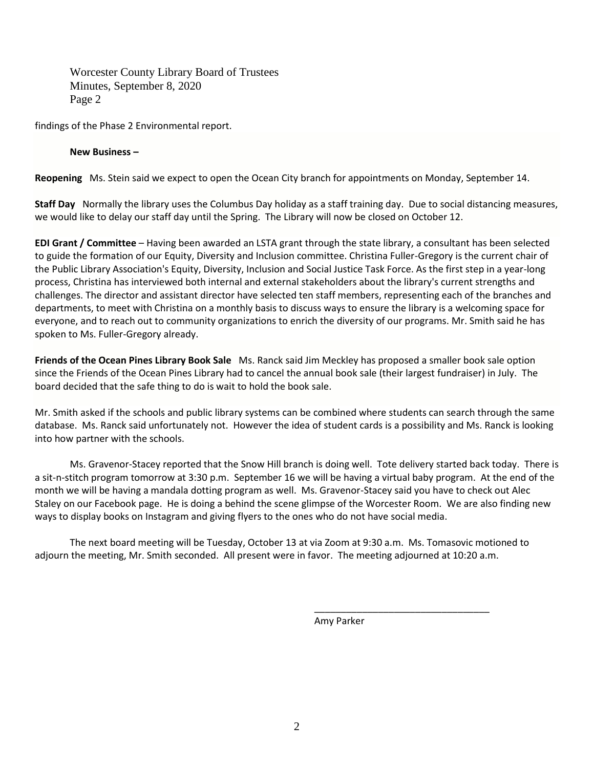findings of the Phase 2 Environmental report.

**New Business –**

**Reopening** Ms. Stein said we expect to open the Ocean City branch for appointments on Monday, September 14.

**Staff Day** Normally the library uses the Columbus Day holiday as a staff training day. Due to social distancing measures, we would like to delay our staff day until the Spring. The Library will now be closed on October 12.

**EDI Grant / Committee** – Having been awarded an LSTA grant through the state library, a consultant has been selected to guide the formation of our Equity, Diversity and Inclusion committee. Christina Fuller-Gregory is the current chair of the Public Library Association's Equity, Diversity, Inclusion and Social Justice Task Force. As the first step in a year-long process, Christina has interviewed both internal and external stakeholders about the library's current strengths and challenges. The director and assistant director have selected ten staff members, representing each of the branches and departments, to meet with Christina on a monthly basis to discuss ways to ensure the library is a welcoming space for everyone, and to reach out to community organizations to enrich the diversity of our programs. Mr. Smith said he has spoken to Ms. Fuller-Gregory already.

**Friends of the Ocean Pines Library Book Sale** Ms. Ranck said Jim Meckley has proposed a smaller book sale option since the Friends of the Ocean Pines Library had to cancel the annual book sale (their largest fundraiser) in July. The board decided that the safe thing to do is wait to hold the book sale.

Mr. Smith asked if the schools and public library systems can be combined where students can search through the same database. Ms. Ranck said unfortunately not. However the idea of student cards is a possibility and Ms. Ranck is looking into how partner with the schools.

Ms. Gravenor-Stacey reported that the Snow Hill branch is doing well. Tote delivery started back today. There is a sit-n-stitch program tomorrow at 3:30 p.m. September 16 we will be having a virtual baby program. At the end of the month we will be having a mandala dotting program as well. Ms. Gravenor-Stacey said you have to check out Alec Staley on our Facebook page. He is doing a behind the scene glimpse of the Worcester Room. We are also finding new ways to display books on Instagram and giving flyers to the ones who do not have social media.

The next board meeting will be Tuesday, October 13 at via Zoom at 9:30 a.m. Ms. Tomasovic motioned to adjourn the meeting, Mr. Smith seconded. All present were in favor. The meeting adjourned at 10:20 a.m.

\_\_\_\_\_\_\_\_\_\_\_\_\_\_\_\_\_\_\_\_\_\_\_\_\_\_\_\_\_\_\_\_

Amy Parker